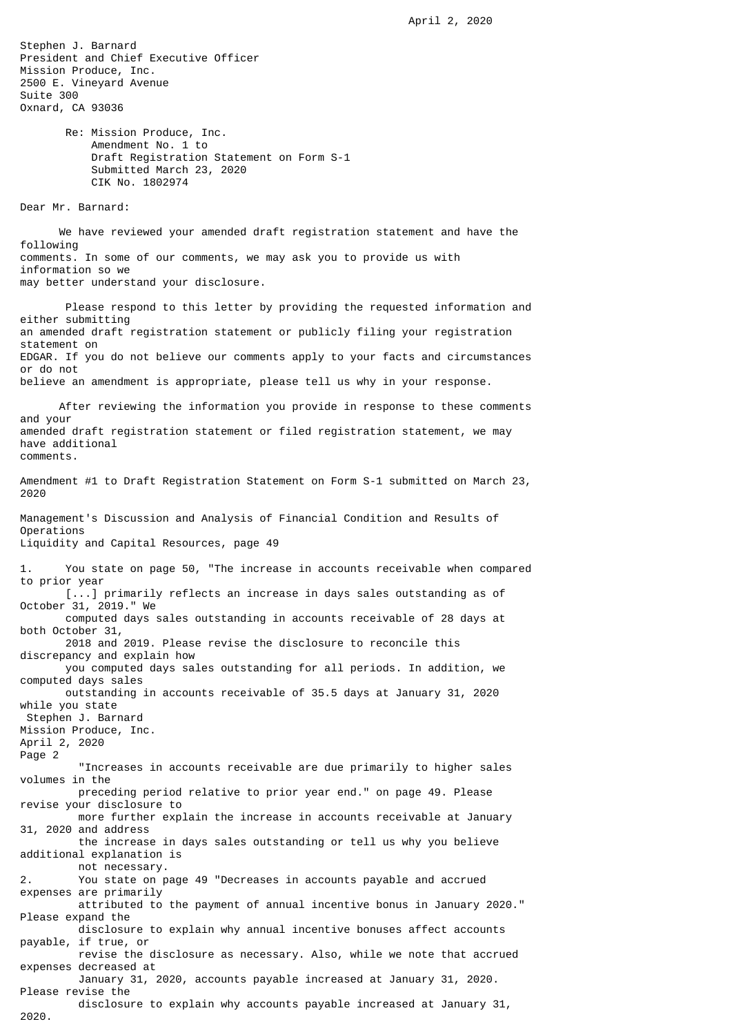April 2, 2020

Stephen J. Barnard
President and Chief Executive Officer
Mission Produce, Inc.
2500 E. Vineyard Avenue
Suite 300
Oxnard, CA 93036

Re: Mission Produce, Inc.
Amendment No. 1 to
Draft Registration Statement on Form S-1
Submitted March 23, 2020
CIK No. 1802974

Dear Mr. Barnard:

We have reviewed your amended draft registration statement and have the following comments. In some of our comments, we may ask you to provide us with information so we may better understand your disclosure.

Please respond to this letter by providing the requested information and either submitting an amended draft registration statement or publicly filing your registration statement on EDGAR. If you do not believe our comments apply to your facts and circumstances or do not believe an amendment is appropriate, please tell us why in your response.

After reviewing the information you provide in response to these comments and your amended draft registration statement or filed registration statement, we may have additional comments.

Amendment #1 to Draft Registration Statement on Form S-1 submitted on March 23, 2020

Management's Discussion and Analysis of Financial Condition and Results of Operations
Liquidity and Capital Resources, page 49

1. You state on page 50, "The increase in accounts receivable when compared to prior year [...] primarily reflects an increase in days sales outstanding as of October 31, 2019." We computed days sales outstanding in accounts receivable of 28 days at both October 31, 2018 and 2019. Please revise the disclosure to reconcile this discrepancy and explain how you computed days sales outstanding for all periods. In addition, we computed days sales outstanding in accounts receivable of 35.5 days at January 31, 2020 while you state "Increases in accounts receivable are due primarily to higher sales volumes in the preceding period relative to prior year end." on page 49. Please revise your disclosure to more further explain the increase in accounts receivable at January 31, 2020 and address the increase in days sales outstanding or tell us why you believe additional explanation is not necessary.
2. You state on page 49 "Decreases in accounts payable and accrued expenses are primarily attributed to the payment of annual incentive bonus in January 2020." Please expand the disclosure to explain why annual incentive bonuses affect accounts payable, if true, or revise the disclosure as necessary. Also, while we note that accrued expenses decreased at January 31, 2020, accounts payable increased at January 31, 2020. Please revise the disclosure to explain why accounts payable increased at January 31, 2020.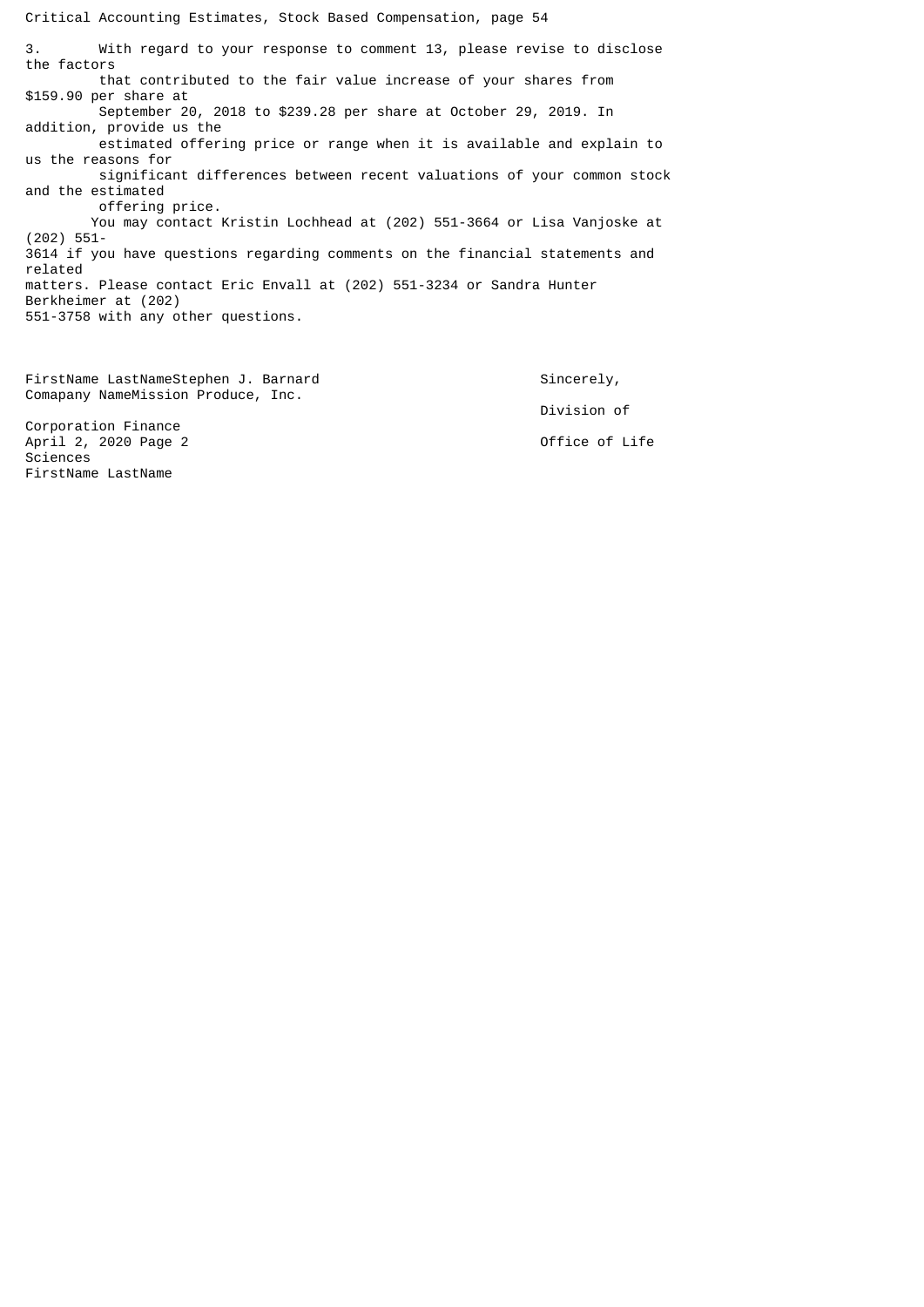Critical Accounting Estimates, Stock Based Compensation, page 54

3. With regard to your response to comment 13, please revise to disclose the factors that contributed to the fair value increase of your shares from $159.90 per share at September 20, 2018 to $239.28 per share at October 29, 2019. In addition, provide us the estimated offering price or range when it is available and explain to us the reasons for significant differences between recent valuations of your common stock and the estimated offering price.

You may contact Kristin Lochhead at (202) 551-3664 or Lisa Vanjoske at (202) 551-3614 if you have questions regarding comments on the financial statements and related matters. Please contact Eric Envall at (202) 551-3234 or Sandra Hunter Berkheimer at (202) 551-3758 with any other questions.

Sincerely,

Division of Corporation Finance

Office of Life Sciences